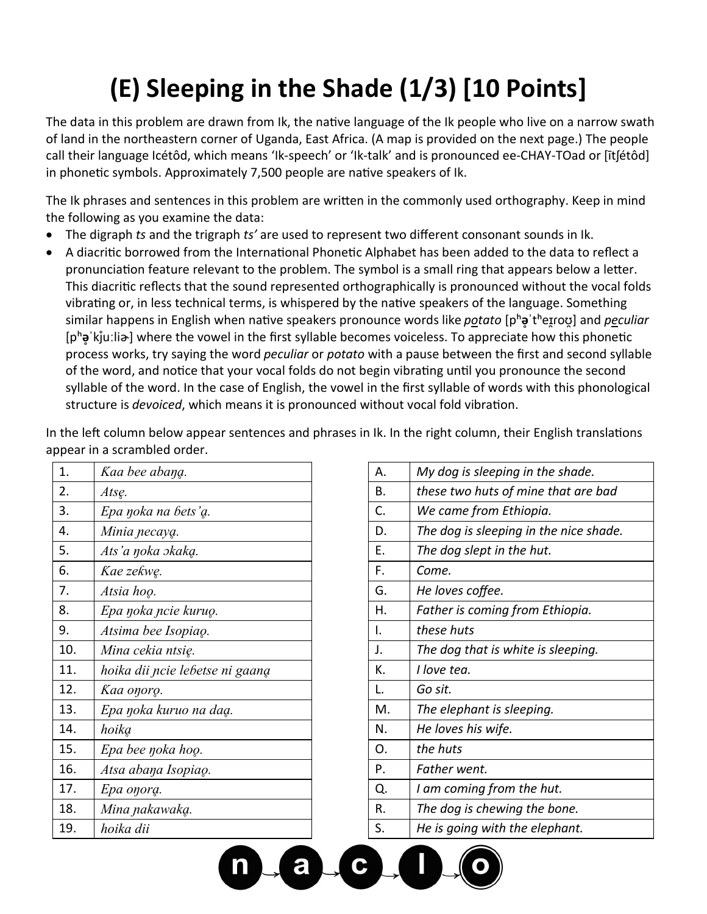# (E) Sleeping in the Shade (1/3) [10 Points]

The data in this problem are drawn from Ik, the native language of the Ik people who live on a narrow swath of land in the northeastern corner of Uganda, East Africa. (A map is provided on the next page.) The people call their language Icétôd, which means 'Ik-speech' or 'Ik-talk' and is pronounced ee-CHAY-TOad or [ītʃétôd] in phonetic symbols. Approximately 7,500 people are native speakers of Ik.

The Ik phrases and sentences in this problem are written in the commonly used orthography. Keep in mind the following as you examine the data:

- The digraph *ts* and the trigraph *ts'* are used to represent two different consonant sounds in Ik.
- A diacritic borrowed from the International Phonetic Alphabet has been added to the data to reflect a pronunciation feature relevant to the problem. The symbol is a small ring that appears below a letter. This diacritic reflects that the sound represented orthographically is pronounced without the vocal folds vibrating or, in less technical terms, is whispered by the native speakers of the language. Something similar happens in English when native speakers pronounce words like *p<u>o</u>tato* [pʰə̥ˈtʰeɪ̯roʊ̯] and *p<u>e</u>culiar* [pʰə̥ˈkʲ̊uːliɚ] where the vowel in the first syllable becomes voiceless. To appreciate how this phonetic process works, try saying the word *peculiar* or *potato* with a pause between the first and second syllable of the word, and notice that your vocal folds do not begin vibrating until you pronounce the second syllable of the word. In the case of English, the vowel in the first syllable of words with this phonological structure is *devoiced*, which means it is pronounced without vocal fold vibration.

In the left column below appear sentences and phrases in Ik. In the right column, their English translations appear in a scrambled order.

| | |
|---|---|
| 1. | *Ƙaa bee abaŋḁ.* |
| 2. | *Atsḛ.* |
| 3. | *Epa ŋoka na ɓets'ḁ.* |
| 4. | *Minia ɲecayḁ.* |
| 5. | *Ats'a ŋoka ɔkakḁ.* |
| 6. | *Ƙae zeƙwḛ.* |
| 7. | *Atsia hoo̥.* |
| 8. | *Epa ŋoka ɲcie kuruo̥.* |
| 9. | *Atsima bee Isopiao̥.* |
| 10. | *Mina cekia ntsiḛ.* |
| 11. | *hoika dii ɲcie leɓetse ni gaanḁ* |
| 12. | *Ƙaa oŋoro̥.* |
| 13. | *Epa ŋoka kuruo na daḁ.* |
| 14. | *hoikḁ* |
| 15. | *Epa bee ŋoka hoo̥.* |
| 16. | *Atsa abaŋa Isopiao̥.* |
| 17. | *Epa oŋorḁ.* |
| 18. | *Mina ɲakawakḁ.* |
| 19. | *hoika dii* |

| | |
|---|---|
| A. | *My dog is sleeping in the shade.* |
| B. | *these two huts of mine that are bad* |
| C. | *We came from Ethiopia.* |
| D. | *The dog is sleeping in the nice shade.* |
| E. | *The dog slept in the hut.* |
| F. | *Come.* |
| G. | *He loves coffee.* |
| H. | *Father is coming from Ethiopia.* |
| I. | *these huts* |
| J. | *The dog that is white is sleeping.* |
| K. | *I love tea.* |
| L. | *Go sit.* |
| M. | *The elephant is sleeping.* |
| N. | *He loves his wife.* |
| O. | *the huts* |
| P. | *Father went.* |
| Q. | *I am coming from the hut.* |
| R. | *The dog is chewing the bone.* |
| S. | *He is going with the elephant.* |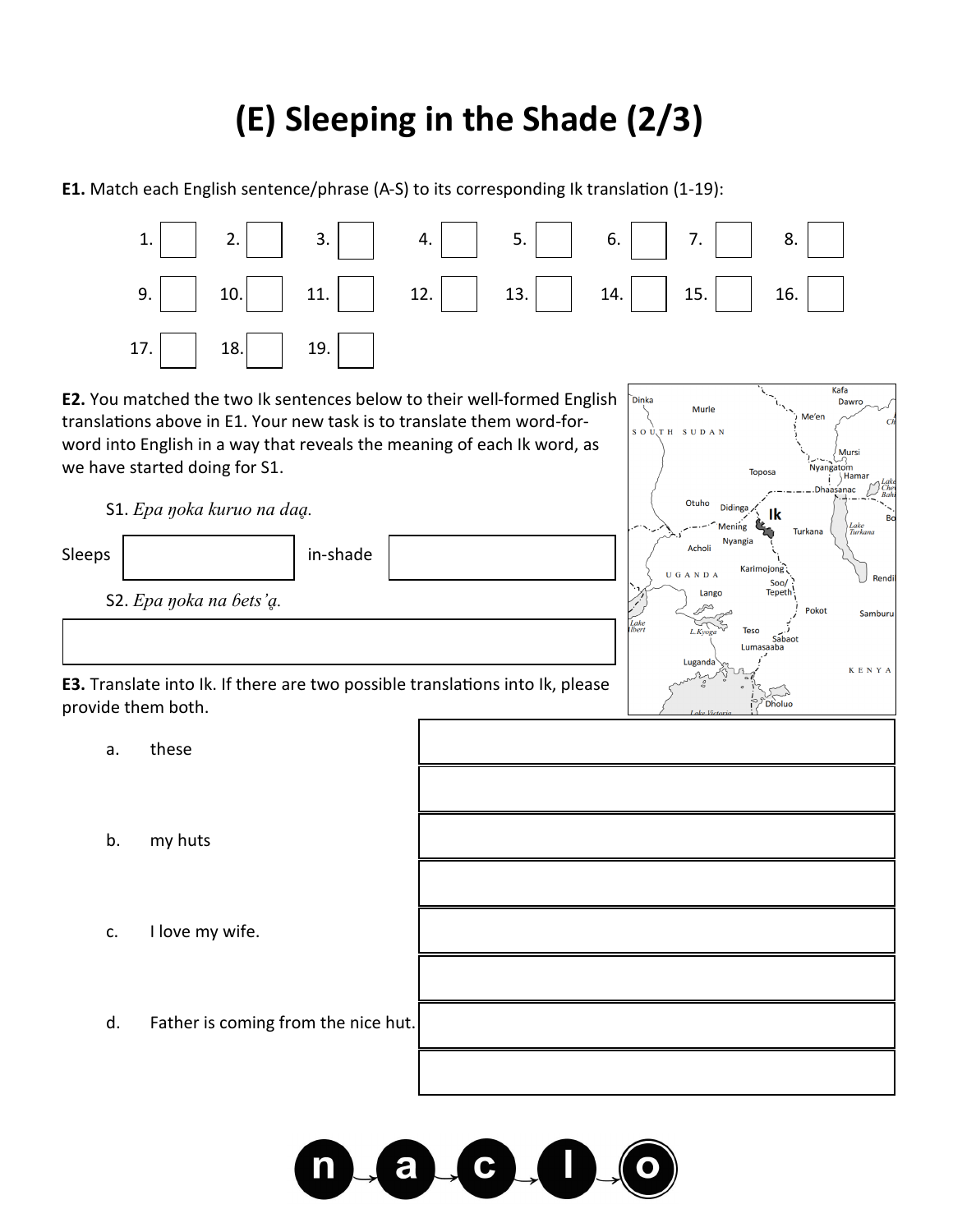# (E) Sleeping in the Shade (2/3)

**E1.** Match each English sentence/phrase (A-S) to its corresponding Ik translation (1-19):

| 1. | 2. | 3. | 4. | 5. | 6. | 7. | 8. |
|---|---|---|---|---|---|---|---|
| | | | | | | | |

| 9. | 10. | 11. | 12. | 13. | 14. | 15. | 16. |
|---|---|---|---|---|---|---|---|
| | | | | | | | |

| 17. | 18. | 19. |
|---|---|---|
| | | |

**E2.** You matched the two Ik sentences below to their well-formed English translations above in E1. Your new task is to translate them word-for-word into English in a way that reveals the meaning of each Ik word, as we have started doing for S1.

S1. *Epa ŋoka kuruo na daa̰.*

Sleeps ________ in-shade ________

S2. *Epa ŋoka na ɓets'a̰.*

________

**E3.** Translate into Ik. If there are two possible translations into Ik, please provide them both.

a. these

________

________

b. my huts

________

________

c. I love my wife.

________

________

d. Father is coming from the nice hut.

________

________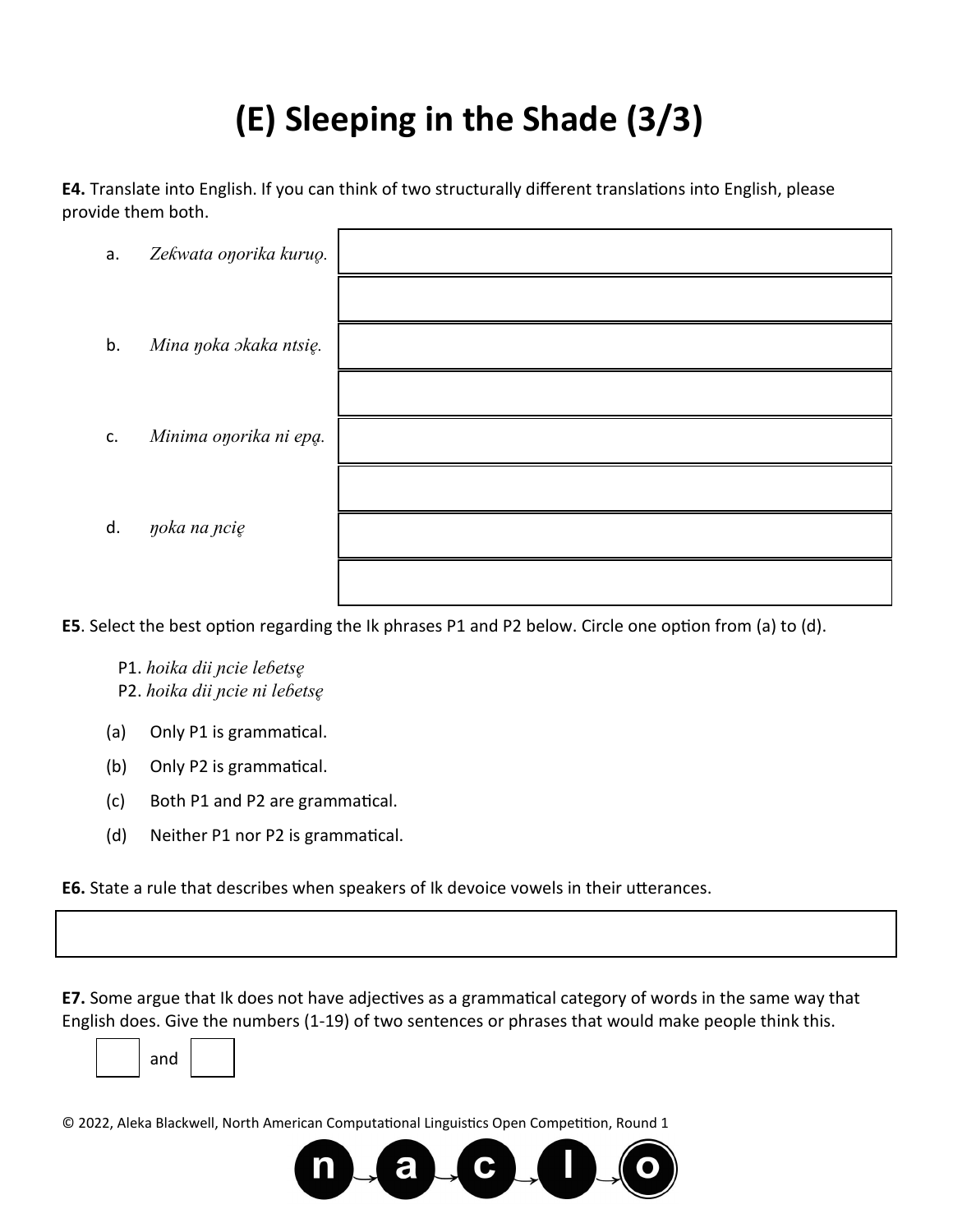# (E) Sleeping in the Shade (3/3)

**E4.** Translate into English. If you can think of two structurally different translations into English, please provide them both.

a. *Zeƙwata oŋorika kuruo̥.*

b. *Mina ŋoka ɔkaka ntsie̥.*

c. *Minima oŋorika ni epḁ.*

d. *ŋoka na ɲcie̥*

**E5**. Select the best option regarding the Ik phrases P1 and P2 below. Circle one option from (a) to (d).

P1. *hoika dii ɲcie leɓetse̥*
P2. *hoika dii ɲcie ni leɓetse̥*

(a) Only P1 is grammatical.

(b) Only P2 is grammatical.

(c) Both P1 and P2 are grammatical.

(d) Neither P1 nor P2 is grammatical.

**E6.** State a rule that describes when speakers of Ik devoice vowels in their utterances.

**E7.** Some argue that Ik does not have adjectives as a grammatical category of words in the same way that English does. Give the numbers (1-19) of two sentences or phrases that would make people think this.

[ ] and [ ]

© 2022, Aleka Blackwell, North American Computational Linguistics Open Competition, Round 1